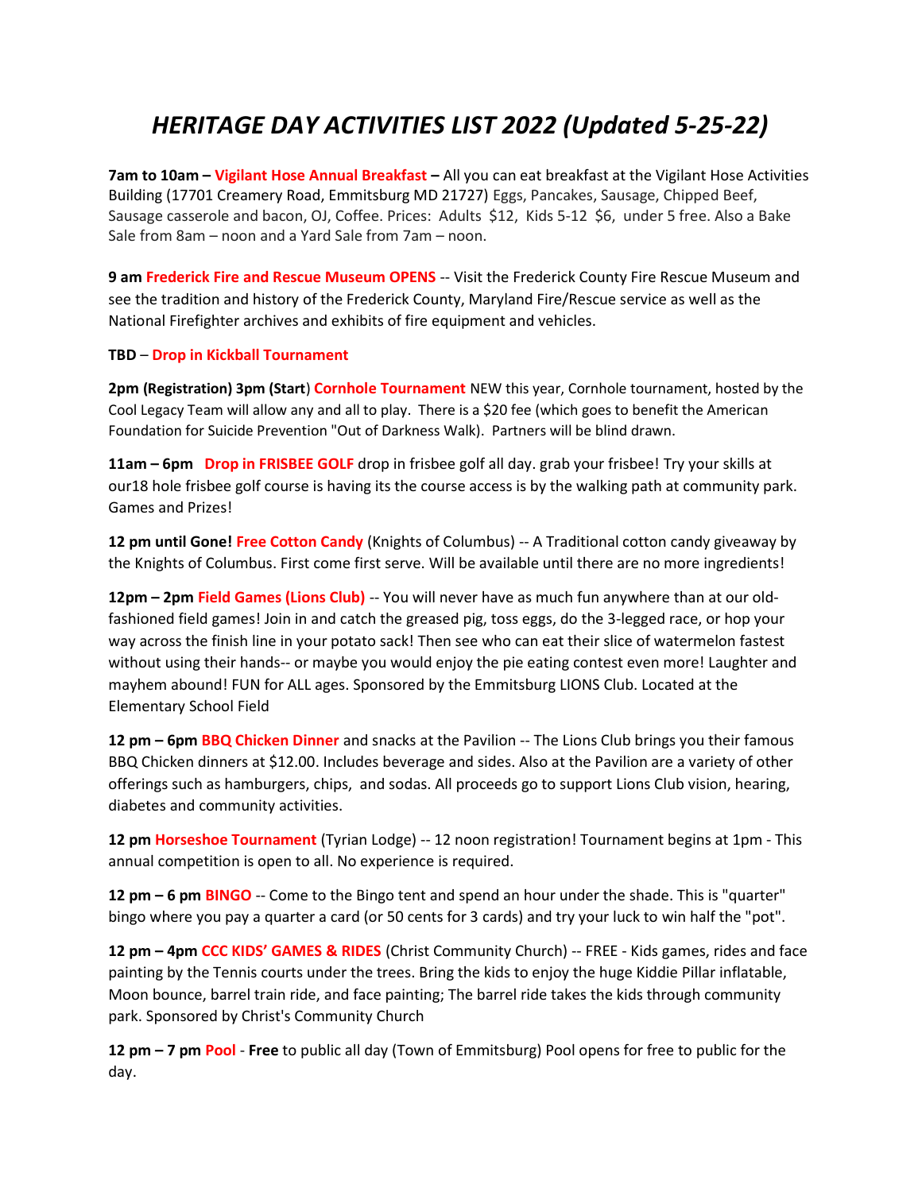# *HERITAGE DAY ACTIVITIES LIST 2022 (Updated 5-25-22)*

**7am to 10am – Vigilant Hose Annual Breakfast –** All you can eat breakfast at the Vigilant Hose Activities Building (17701 Creamery Road, Emmitsburg MD 21727) Eggs, Pancakes, Sausage, Chipped Beef, Sausage casserole and bacon, OJ, Coffee. Prices: Adults $12, Kids 5-12 $6, under 5 free. Also a Bake Sale from 8am – noon and a Yard Sale from 7am – noon.

**9 am Frederick Fire and Rescue Museum OPENS** -- Visit the Frederick County Fire Rescue Museum and see the tradition and history of the Frederick County, Maryland Fire/Rescue service as well as the National Firefighter archives and exhibits of fire equipment and vehicles.

**TBD – Drop in Kickball Tournament**

**2pm (Registration) 3pm (Start) Cornhole Tournament** NEW this year, Cornhole tournament, hosted by the Cool Legacy Team will allow any and all to play. There is a $20 fee (which goes to benefit the American Foundation for Suicide Prevention "Out of Darkness Walk). Partners will be blind drawn.

**11am – 6pm Drop in FRISBEE GOLF** drop in frisbee golf all day. grab your frisbee! Try your skills at our18 hole frisbee golf course is having its the course access is by the walking path at community park. Games and Prizes!

**12 pm until Gone! Free Cotton Candy** (Knights of Columbus) -- A Traditional cotton candy giveaway by the Knights of Columbus. First come first serve. Will be available until there are no more ingredients!

**12pm – 2pm Field Games (Lions Club)** -- You will never have as much fun anywhere than at our old-fashioned field games! Join in and catch the greased pig, toss eggs, do the 3-legged race, or hop your way across the finish line in your potato sack! Then see who can eat their slice of watermelon fastest without using their hands-- or maybe you would enjoy the pie eating contest even more! Laughter and mayhem abound! FUN for ALL ages. Sponsored by the Emmitsburg LIONS Club. Located at the Elementary School Field

**12 pm – 6pm BBQ Chicken Dinner** and snacks at the Pavilion -- The Lions Club brings you their famous BBQ Chicken dinners at $12.00. Includes beverage and sides. Also at the Pavilion are a variety of other offerings such as hamburgers, chips, and sodas. All proceeds go to support Lions Club vision, hearing, diabetes and community activities.

**12 pm Horseshoe Tournament** (Tyrian Lodge) -- 12 noon registration! Tournament begins at 1pm - This annual competition is open to all. No experience is required.

**12 pm – 6 pm BINGO** -- Come to the Bingo tent and spend an hour under the shade. This is "quarter" bingo where you pay a quarter a card (or 50 cents for 3 cards) and try your luck to win half the "pot".

**12 pm – 4pm CCC KIDS' GAMES & RIDES** (Christ Community Church) -- FREE - Kids games, rides and face painting by the Tennis courts under the trees. Bring the kids to enjoy the huge Kiddie Pillar inflatable, Moon bounce, barrel train ride, and face painting; The barrel ride takes the kids through community park. Sponsored by Christ's Community Church

**12 pm – 7 pm Pool** - **Free** to public all day (Town of Emmitsburg) Pool opens for free to public for the day.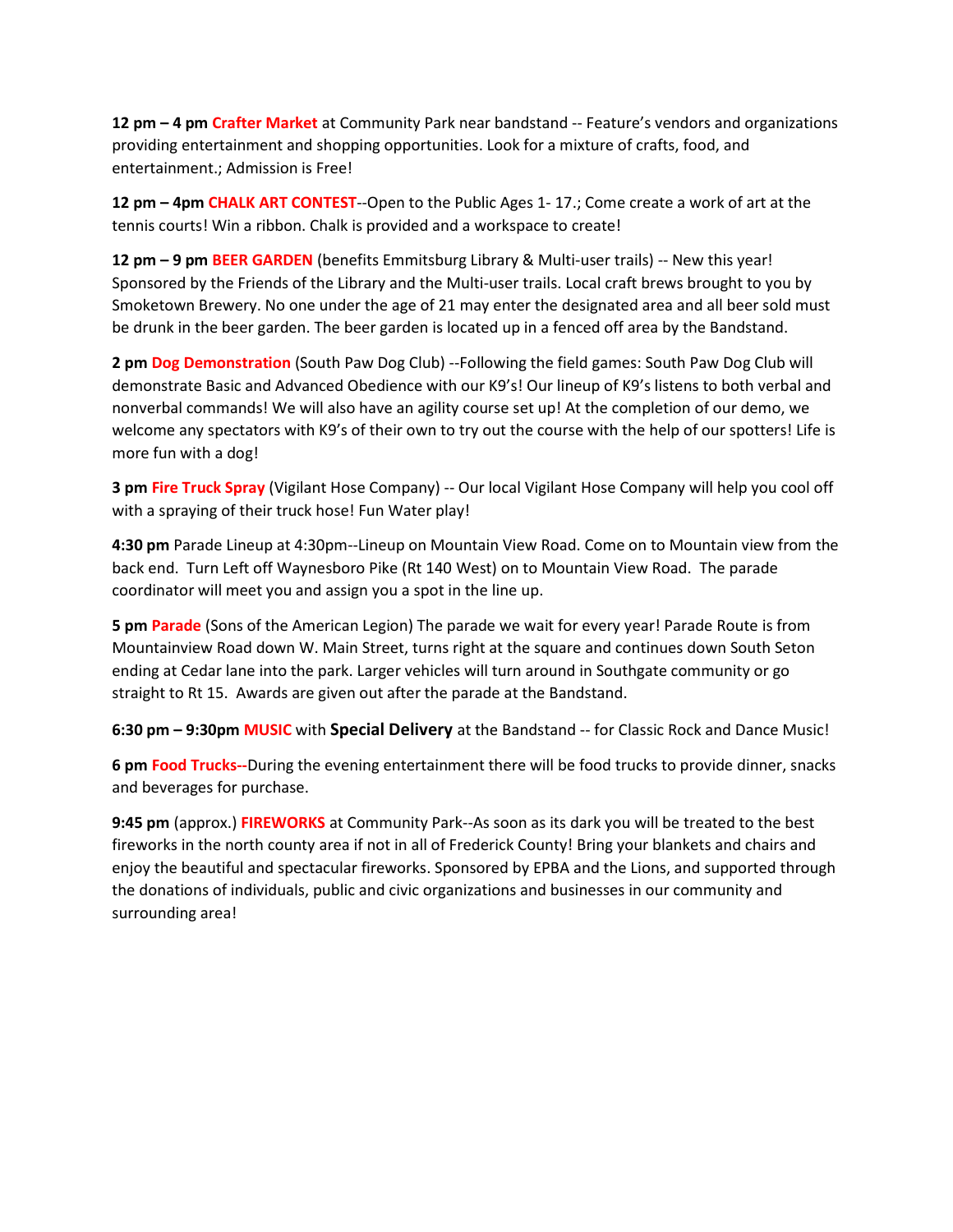**12 pm – 4 pm** **Crafter Market** at Community Park near bandstand -- Feature's vendors and organizations providing entertainment and shopping opportunities. Look for a mixture of crafts, food, and entertainment.; Admission is Free!

**12 pm – 4pm** **CHALK ART CONTEST**--Open to the Public Ages 1- 17.; Come create a work of art at the tennis courts! Win a ribbon. Chalk is provided and a workspace to create!

**12 pm – 9 pm** **BEER GARDEN** (benefits Emmitsburg Library & Multi-user trails) -- New this year! Sponsored by the Friends of the Library and the Multi-user trails. Local craft brews brought to you by Smoketown Brewery. No one under the age of 21 may enter the designated area and all beer sold must be drunk in the beer garden. The beer garden is located up in a fenced off area by the Bandstand.

**2 pm** **Dog Demonstration** (South Paw Dog Club) --Following the field games: South Paw Dog Club will demonstrate Basic and Advanced Obedience with our K9's! Our lineup of K9's listens to both verbal and nonverbal commands! We will also have an agility course set up! At the completion of our demo, we welcome any spectators with K9's of their own to try out the course with the help of our spotters! Life is more fun with a dog!

**3 pm** **Fire Truck Spray** (Vigilant Hose Company) -- Our local Vigilant Hose Company will help you cool off with a spraying of their truck hose! Fun Water play!

**4:30 pm** Parade Lineup at 4:30pm--Lineup on Mountain View Road. Come on to Mountain view from the back end. Turn Left off Waynesboro Pike (Rt 140 West) on to Mountain View Road. The parade coordinator will meet you and assign you a spot in the line up.

**5 pm** **Parade** (Sons of the American Legion) The parade we wait for every year! Parade Route is from Mountainview Road down W. Main Street, turns right at the square and continues down South Seton ending at Cedar lane into the park. Larger vehicles will turn around in Southgate community or go straight to Rt 15. Awards are given out after the parade at the Bandstand.

**6:30 pm – 9:30pm** **MUSIC** with **Special Delivery** at the Bandstand -- for Classic Rock and Dance Music!

**6 pm** **Food Trucks--**During the evening entertainment there will be food trucks to provide dinner, snacks and beverages for purchase.

**9:45 pm** (approx.) **FIREWORKS** at Community Park--As soon as its dark you will be treated to the best fireworks in the north county area if not in all of Frederick County! Bring your blankets and chairs and enjoy the beautiful and spectacular fireworks. Sponsored by EPBA and the Lions, and supported through the donations of individuals, public and civic organizations and businesses in our community and surrounding area!